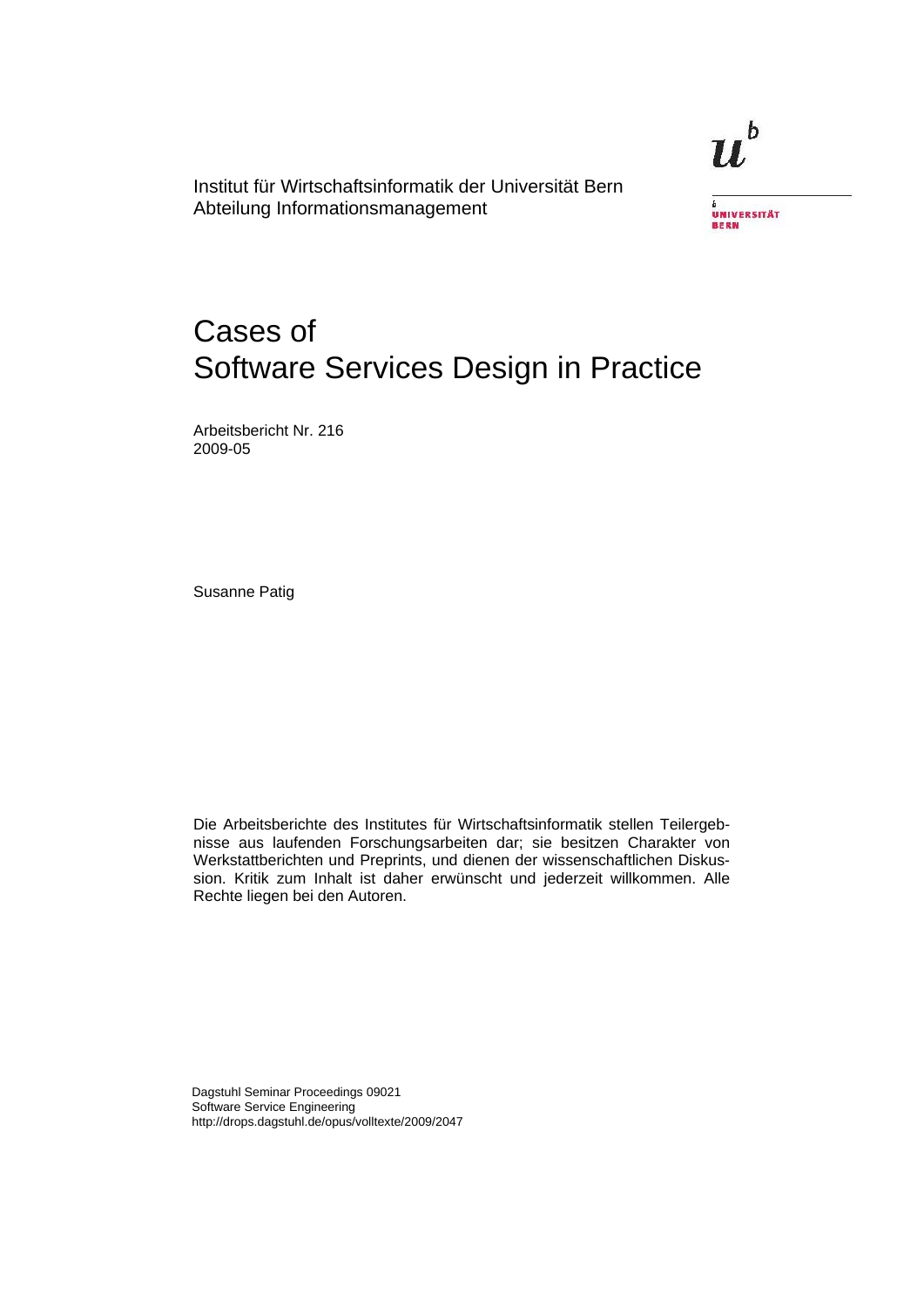Institut für Wirtschaftsinformatik der Universität Bern
Abteilung Informationsmanagement

UNIVERSITÄT BERN

# Cases of Software Services Design in Practice

Arbeitsbericht Nr. 216
2009-05

Susanne Patig

Die Arbeitsberichte des Institutes für Wirtschaftsinformatik stellen Teilergebnisse aus laufenden Forschungsarbeiten dar; sie besitzen Charakter von Werkstattberichten und Preprints, und dienen der wissenschaftlichen Diskussion. Kritik zum Inhalt ist daher erwünscht und jederzeit willkommen. Alle Rechte liegen bei den Autoren.

Dagstuhl Seminar Proceedings 09021
Software Service Engineering
http://drops.dagstuhl.de/opus/volltexte/2009/2047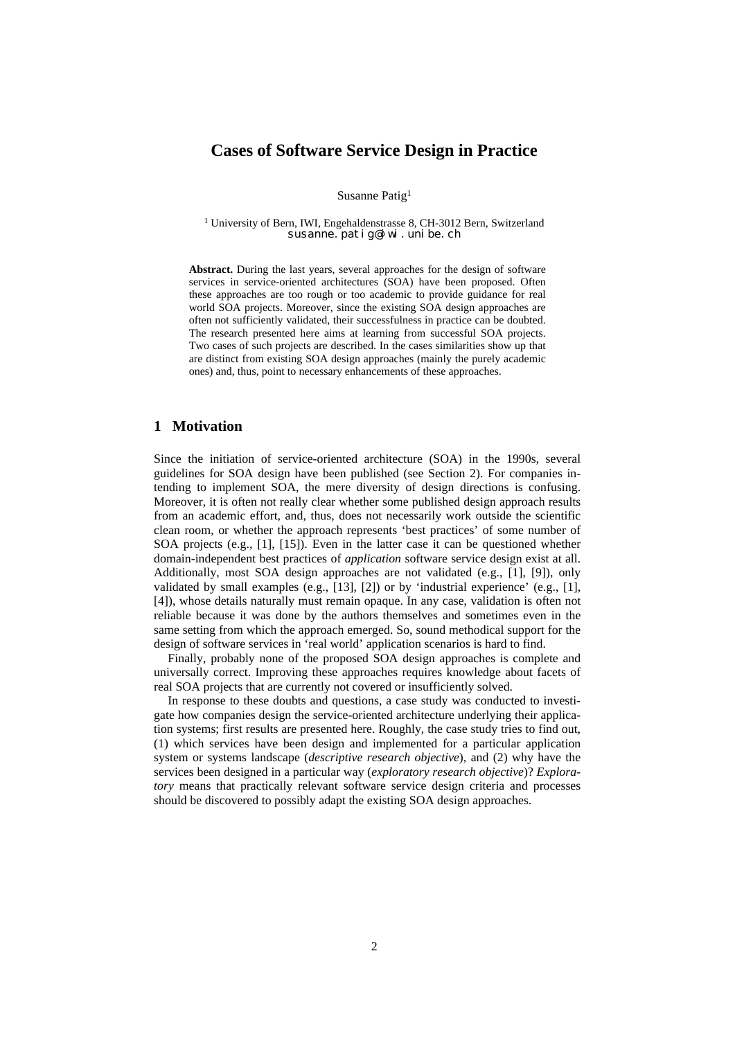# Cases of Software Service Design in Practice

Susanne Patig[1]

[1] University of Bern, IWI, Engehaldenstrasse 8, CH-3012 Bern, Switzerland
susanne.patig@iwi.unibe.ch

**Abstract.** During the last years, several approaches for the design of software services in service-oriented architectures (SOA) have been proposed. Often these approaches are too rough or too academic to provide guidance for real world SOA projects. Moreover, since the existing SOA design approaches are often not sufficiently validated, their successfulness in practice can be doubted. The research presented here aims at learning from successful SOA projects. Two cases of such projects are described. In the cases similarities show up that are distinct from existing SOA design approaches (mainly the purely academic ones) and, thus, point to necessary enhancements of these approaches.

## 1 Motivation

Since the initiation of service-oriented architecture (SOA) in the 1990s, several guidelines for SOA design have been published (see Section 2). For companies intending to implement SOA, the mere diversity of design directions is confusing. Moreover, it is often not really clear whether some published design approach results from an academic effort, and, thus, does not necessarily work outside the scientific clean room, or whether the approach represents 'best practices' of some number of SOA projects (e.g., [1], [15]). Even in the latter case it can be questioned whether domain-independent best practices of *application* software service design exist at all. Additionally, most SOA design approaches are not validated (e.g., [1], [9]), only validated by small examples (e.g., [13], [2]) or by 'industrial experience' (e.g., [1], [4]), whose details naturally must remain opaque. In any case, validation is often not reliable because it was done by the authors themselves and sometimes even in the same setting from which the approach emerged. So, sound methodical support for the design of software services in 'real world' application scenarios is hard to find.

Finally, probably none of the proposed SOA design approaches is complete and universally correct. Improving these approaches requires knowledge about facets of real SOA projects that are currently not covered or insufficiently solved.

In response to these doubts and questions, a case study was conducted to investigate how companies design the service-oriented architecture underlying their application systems; first results are presented here. Roughly, the case study tries to find out, (1) which services have been design and implemented for a particular application system or systems landscape (*descriptive research objective*), and (2) why have the services been designed in a particular way (*exploratory research objective*)? *Exploratory* means that practically relevant software service design criteria and processes should be discovered to possibly adapt the existing SOA design approaches.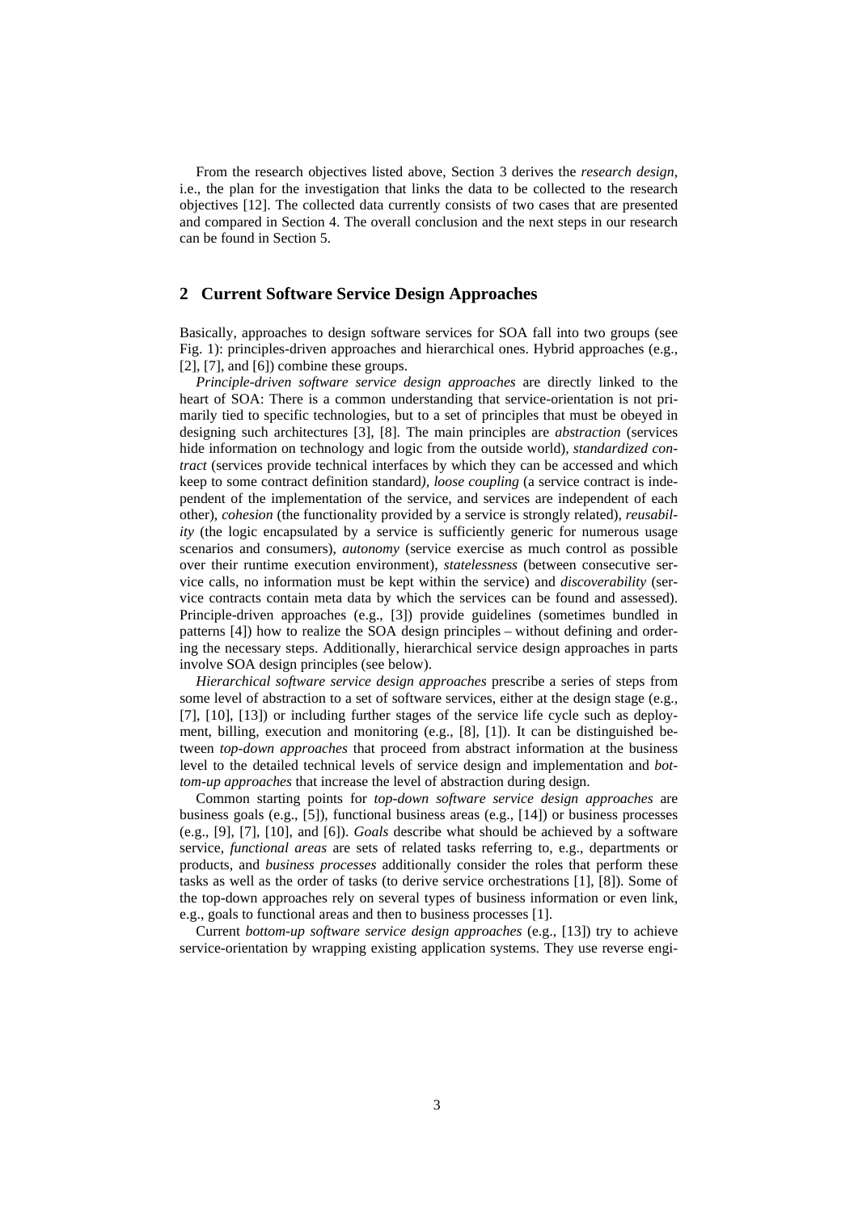From the research objectives listed above, Section 3 derives the *research design*, i.e., the plan for the investigation that links the data to be collected to the research objectives [12]. The collected data currently consists of two cases that are presented and compared in Section 4. The overall conclusion and the next steps in our research can be found in Section 5.

## 2 Current Software Service Design Approaches

Basically, approaches to design software services for SOA fall into two groups (see Fig. 1): principles-driven approaches and hierarchical ones. Hybrid approaches (e.g., [2], [7], and [6]) combine these groups.

*Principle-driven software service design approaches* are directly linked to the heart of SOA: There is a common understanding that service-orientation is not primarily tied to specific technologies, but to a set of principles that must be obeyed in designing such architectures [3], [8]. The main principles are *abstraction* (services hide information on technology and logic from the outside world), *standardized contract* (services provide technical interfaces by which they can be accessed and which keep to some contract definition standard), *loose coupling* (a service contract is independent of the implementation of the service, and services are independent of each other), *cohesion* (the functionality provided by a service is strongly related), *reusability* (the logic encapsulated by a service is sufficiently generic for numerous usage scenarios and consumers), *autonomy* (service exercise as much control as possible over their runtime execution environment), *statelessness* (between consecutive service calls, no information must be kept within the service) and *discoverability* (service contracts contain meta data by which the services can be found and assessed). Principle-driven approaches (e.g., [3]) provide guidelines (sometimes bundled in patterns [4]) how to realize the SOA design principles – without defining and ordering the necessary steps. Additionally, hierarchical service design approaches in parts involve SOA design principles (see below).

*Hierarchical software service design approaches* prescribe a series of steps from some level of abstraction to a set of software services, either at the design stage (e.g., [7], [10], [13]) or including further stages of the service life cycle such as deployment, billing, execution and monitoring (e.g., [8], [1]). It can be distinguished between *top-down approaches* that proceed from abstract information at the business level to the detailed technical levels of service design and implementation and *bottom-up approaches* that increase the level of abstraction during design.

Common starting points for *top-down software service design approaches* are business goals (e.g., [5]), functional business areas (e.g., [14]) or business processes (e.g., [9], [7], [10], and [6]). *Goals* describe what should be achieved by a software service, *functional areas* are sets of related tasks referring to, e.g., departments or products, and *business processes* additionally consider the roles that perform these tasks as well as the order of tasks (to derive service orchestrations [1], [8]). Some of the top-down approaches rely on several types of business information or even link, e.g., goals to functional areas and then to business processes [1].

Current *bottom-up software service design approaches* (e.g., [13]) try to achieve service-orientation by wrapping existing application systems. They use reverse engi-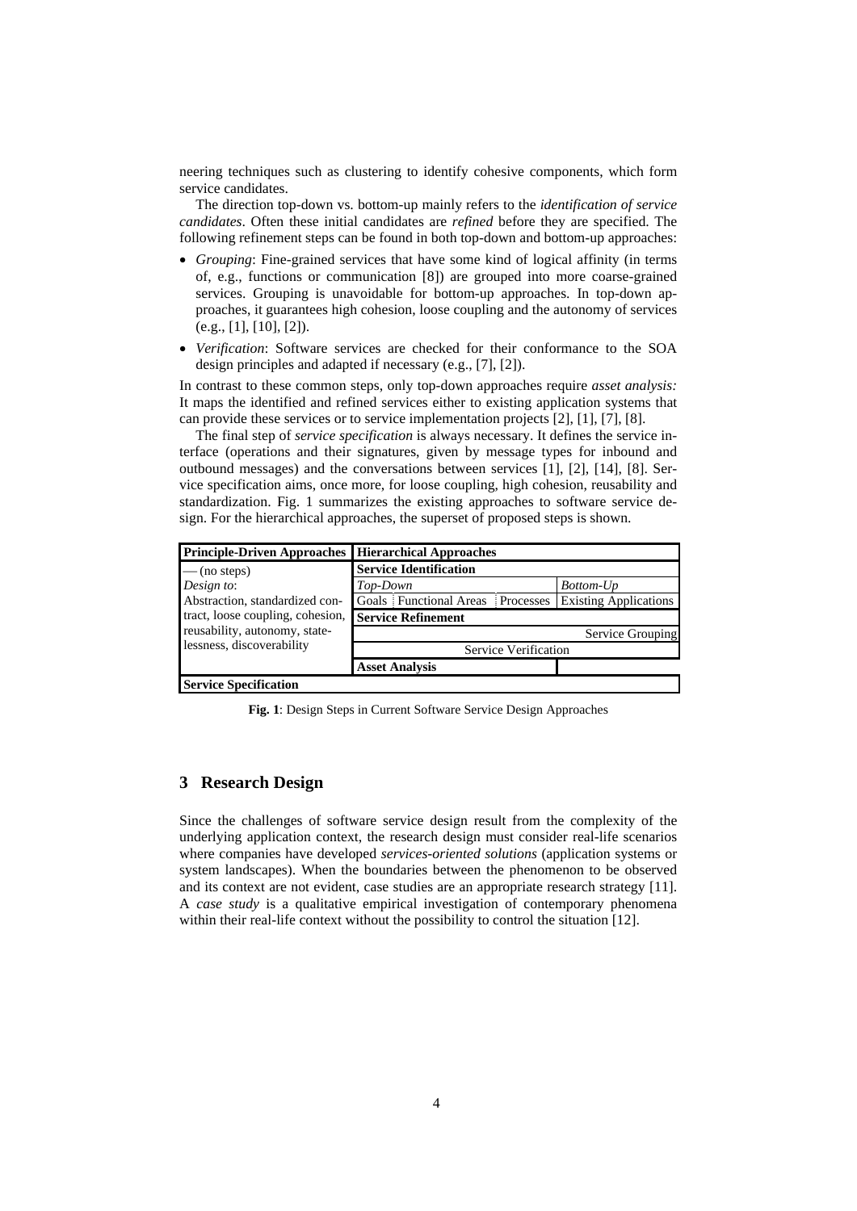neering techniques such as clustering to identify cohesive components, which form service candidates.

The direction top-down vs. bottom-up mainly refers to the *identification of service candidates*. Often these initial candidates are *refined* before they are specified. The following refinement steps can be found in both top-down and bottom-up approaches:

- *Grouping*: Fine-grained services that have some kind of logical affinity (in terms of, e.g., functions or communication [8]) are grouped into more coarse-grained services. Grouping is unavoidable for bottom-up approaches. In top-down approaches, it guarantees high cohesion, loose coupling and the autonomy of services (e.g., [1], [10], [2]).
- *Verification*: Software services are checked for their conformance to the SOA design principles and adapted if necessary (e.g., [7], [2]).

In contrast to these common steps, only top-down approaches require *asset analysis:* It maps the identified and refined services either to existing application systems that can provide these services or to service implementation projects [2], [1], [7], [8].

The final step of *service specification* is always necessary. It defines the service interface (operations and their signatures, given by message types for inbound and outbound messages) and the conversations between services [1], [2], [14], [8]. Service specification aims, once more, for loose coupling, high cohesion, reusability and standardization. Fig. 1 summarizes the existing approaches to software service design. For the hierarchical approaches, the superset of proposed steps is shown.

| **Principle-Driven Approaches** | **Hierarchical Approaches** | | | |
|---|---|---|---|---|
| — (no steps) | **Service Identification** | | | |
| *Design to*: | *Top-Down* | | | *Bottom-Up* |
| Abstraction, standardized contract, loose coupling, cohesion, reusability, autonomy, statelessness, discoverability | Goals | Functional Areas | Processes | Existing Applications |
| | **Service Refinement** | | | |
| | | | | Service Grouping |
| | Service Verification | | | |
| | **Asset Analysis** | | | |
| **Service Specification** | | | | |

**Fig. 1**: Design Steps in Current Software Service Design Approaches

## 3 Research Design

Since the challenges of software service design result from the complexity of the underlying application context, the research design must consider real-life scenarios where companies have developed *services-oriented solutions* (application systems or system landscapes). When the boundaries between the phenomenon to be observed and its context are not evident, case studies are an appropriate research strategy [11]. A *case study* is a qualitative empirical investigation of contemporary phenomena within their real-life context without the possibility to control the situation [12].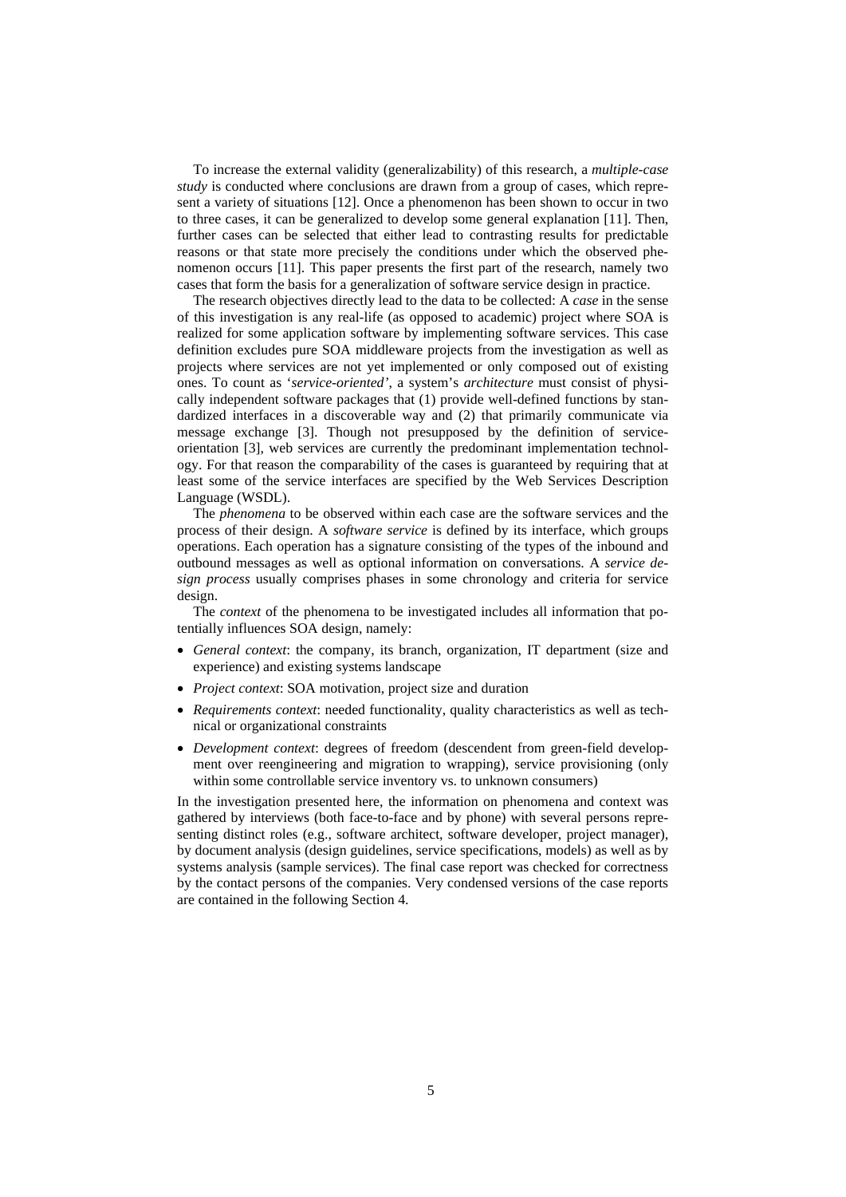To increase the external validity (generalizability) of this research, a *multiple-case study* is conducted where conclusions are drawn from a group of cases, which represent a variety of situations [12]. Once a phenomenon has been shown to occur in two to three cases, it can be generalized to develop some general explanation [11]. Then, further cases can be selected that either lead to contrasting results for predictable reasons or that state more precisely the conditions under which the observed phenomenon occurs [11]. This paper presents the first part of the research, namely two cases that form the basis for a generalization of software service design in practice.

The research objectives directly lead to the data to be collected: A *case* in the sense of this investigation is any real-life (as opposed to academic) project where SOA is realized for some application software by implementing software services. This case definition excludes pure SOA middleware projects from the investigation as well as projects where services are not yet implemented or only composed out of existing ones. To count as '*service-oriented'*, a system's *architecture* must consist of physically independent software packages that (1) provide well-defined functions by standardized interfaces in a discoverable way and (2) that primarily communicate via message exchange [3]. Though not presupposed by the definition of service-orientation [3], web services are currently the predominant implementation technology. For that reason the comparability of the cases is guaranteed by requiring that at least some of the service interfaces are specified by the Web Services Description Language (WSDL).

The *phenomena* to be observed within each case are the software services and the process of their design. A *software service* is defined by its interface, which groups operations. Each operation has a signature consisting of the types of the inbound and outbound messages as well as optional information on conversations. A *service design process* usually comprises phases in some chronology and criteria for service design.

The *context* of the phenomena to be investigated includes all information that potentially influences SOA design, namely:

- *General context*: the company, its branch, organization, IT department (size and experience) and existing systems landscape
- *Project context*: SOA motivation, project size and duration
- *Requirements context*: needed functionality, quality characteristics as well as technical or organizational constraints
- *Development context*: degrees of freedom (descendent from green-field development over reengineering and migration to wrapping), service provisioning (only within some controllable service inventory vs. to unknown consumers)

In the investigation presented here, the information on phenomena and context was gathered by interviews (both face-to-face and by phone) with several persons representing distinct roles (e.g., software architect, software developer, project manager), by document analysis (design guidelines, service specifications, models) as well as by systems analysis (sample services). The final case report was checked for correctness by the contact persons of the companies. Very condensed versions of the case reports are contained in the following Section 4.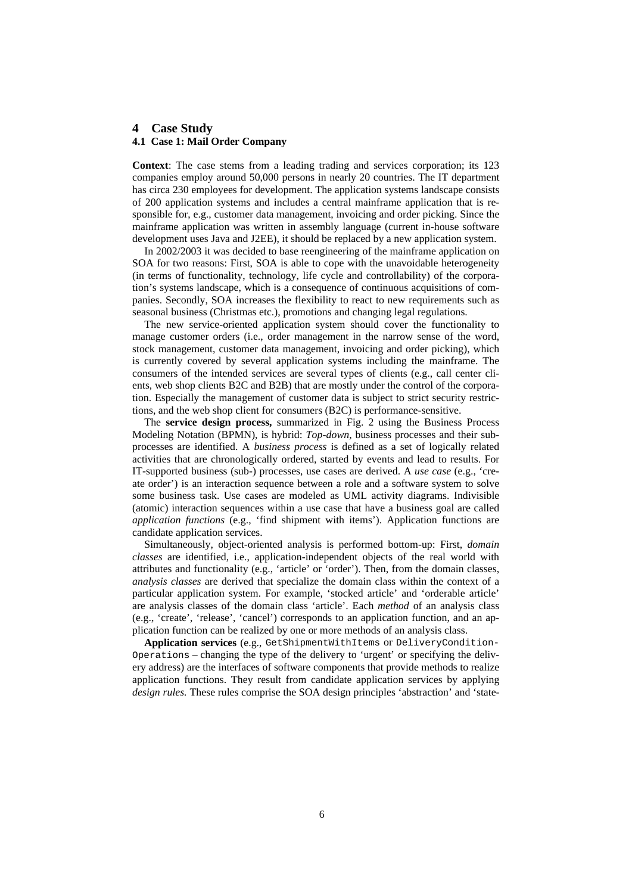# 4 Case Study

## 4.1 Case 1: Mail Order Company

**Context**: The case stems from a leading trading and services corporation; its 123 companies employ around 50,000 persons in nearly 20 countries. The IT department has circa 230 employees for development. The application systems landscape consists of 200 application systems and includes a central mainframe application that is responsible for, e.g., customer data management, invoicing and order picking. Since the mainframe application was written in assembly language (current in-house software development uses Java and J2EE), it should be replaced by a new application system.

In 2002/2003 it was decided to base reengineering of the mainframe application on SOA for two reasons: First, SOA is able to cope with the unavoidable heterogeneity (in terms of functionality, technology, life cycle and controllability) of the corporation's systems landscape, which is a consequence of continuous acquisitions of companies. Secondly, SOA increases the flexibility to react to new requirements such as seasonal business (Christmas etc.), promotions and changing legal regulations.

The new service-oriented application system should cover the functionality to manage customer orders (i.e., order management in the narrow sense of the word, stock management, customer data management, invoicing and order picking), which is currently covered by several application systems including the mainframe. The consumers of the intended services are several types of clients (e.g., call center clients, web shop clients B2C and B2B) that are mostly under the control of the corporation. Especially the management of customer data is subject to strict security restrictions, and the web shop client for consumers (B2C) is performance-sensitive.

The **service design process,** summarized in Fig. 2 using the Business Process Modeling Notation (BPMN), is hybrid: *Top-down,* business processes and their subprocesses are identified. A *business process* is defined as a set of logically related activities that are chronologically ordered, started by events and lead to results. For IT-supported business (sub-) processes, use cases are derived. A *use case* (e.g., 'create order') is an interaction sequence between a role and a software system to solve some business task. Use cases are modeled as UML activity diagrams. Indivisible (atomic) interaction sequences within a use case that have a business goal are called *application functions* (e.g., 'find shipment with items'). Application functions are candidate application services.

Simultaneously, object-oriented analysis is performed bottom-up: First, *domain classes* are identified, i.e., application-independent objects of the real world with attributes and functionality (e.g., 'article' or 'order'). Then, from the domain classes, *analysis classes* are derived that specialize the domain class within the context of a particular application system. For example, 'stocked article' and 'orderable article' are analysis classes of the domain class 'article'. Each *method* of an analysis class (e.g., 'create', 'release', 'cancel') corresponds to an application function, and an application function can be realized by one or more methods of an analysis class.

**Application services** (e.g., `GetShipmentWithItems` or `DeliveryConditionOperations` – changing the type of the delivery to 'urgent' or specifying the delivery address) are the interfaces of software components that provide methods to realize application functions. They result from candidate application services by applying *design rules.* These rules comprise the SOA design principles 'abstraction' and 'state-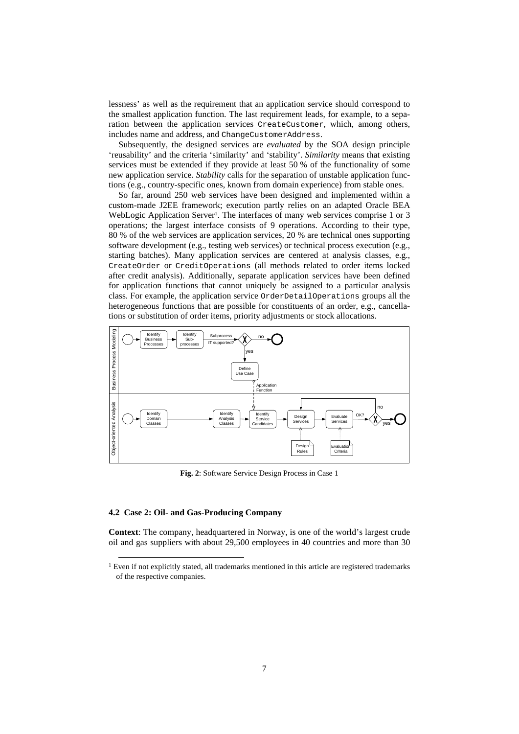lessness' as well as the requirement that an application service should correspond to the smallest application function. The last requirement leads, for example, to a separation between the application services `CreateCustomer`, which, among others, includes name and address, and `ChangeCustomerAddress`.

Subsequently, the designed services are *evaluated* by the SOA design principle 'reusability' and the criteria 'similarity' and 'stability'. *Similarity* means that existing services must be extended if they provide at least 50 % of the functionality of some new application service. *Stability* calls for the separation of unstable application functions (e.g., country-specific ones, known from domain experience) from stable ones.

So far, around 250 web services have been designed and implemented within a custom-made J2EE framework; execution partly relies on an adapted Oracle BEA WebLogic Application Server[1]. The interfaces of many web services comprise 1 or 3 operations; the largest interface consists of 9 operations. According to their type, 80 % of the web services are application services, 20 % are technical ones supporting software development (e.g., testing web services) or technical process execution (e.g., starting batches). Many application services are centered at analysis classes, e.g., `CreateOrder` or `CreditOperations` (all methods related to order items locked after credit analysis). Additionally, separate application services have been defined for application functions that cannot uniquely be assigned to a particular analysis class. For example, the application service `OrderDetailOperations` groups all the heterogeneous functions that are possible for constituents of an order, e.g., cancellations or substitution of order items, priority adjustments or stock allocations.

**Fig. 2**: Software Service Design Process in Case 1

### 4.2 Case 2: Oil- and Gas-Producing Company

**Context**: The company, headquartered in Norway, is one of the world's largest crude oil and gas suppliers with about 29,500 employees in 40 countries and more than 30

[1] Even if not explicitly stated, all trademarks mentioned in this article are registered trademarks of the respective companies.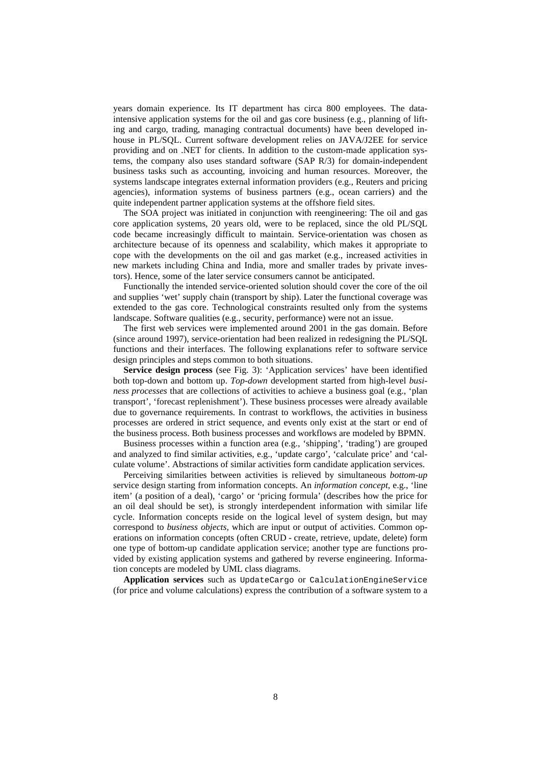years domain experience. Its IT department has circa 800 employees. The data-intensive application systems for the oil and gas core business (e.g., planning of lifting and cargo, trading, managing contractual documents) have been developed in-house in PL/SQL. Current software development relies on JAVA/J2EE for service providing and on .NET for clients. In addition to the custom-made application systems, the company also uses standard software (SAP R/3) for domain-independent business tasks such as accounting, invoicing and human resources. Moreover, the systems landscape integrates external information providers (e.g., Reuters and pricing agencies), information systems of business partners (e.g., ocean carriers) and the quite independent partner application systems at the offshore field sites.

The SOA project was initiated in conjunction with reengineering: The oil and gas core application systems, 20 years old, were to be replaced, since the old PL/SQL code became increasingly difficult to maintain. Service-orientation was chosen as architecture because of its openness and scalability, which makes it appropriate to cope with the developments on the oil and gas market (e.g., increased activities in new markets including China and India, more and smaller trades by private investors). Hence, some of the later service consumers cannot be anticipated.

Functionally the intended service-oriented solution should cover the core of the oil and supplies 'wet' supply chain (transport by ship). Later the functional coverage was extended to the gas core. Technological constraints resulted only from the systems landscape. Software qualities (e.g., security, performance) were not an issue.

The first web services were implemented around 2001 in the gas domain. Before (since around 1997), service-orientation had been realized in redesigning the PL/SQL functions and their interfaces. The following explanations refer to software service design principles and steps common to both situations.

**Service design process** (see Fig. 3): 'Application services' have been identified both top-down and bottom up. *Top-down* development started from high-level *business processes* that are collections of activities to achieve a business goal (e.g., 'plan transport', 'forecast replenishment'). These business processes were already available due to governance requirements. In contrast to workflows, the activities in business processes are ordered in strict sequence, and events only exist at the start or end of the business process. Both business processes and workflows are modeled by BPMN.

Business processes within a function area (e.g., 'shipping', 'trading') are grouped and analyzed to find similar activities, e.g., 'update cargo', 'calculate price' and 'calculate volume'. Abstractions of similar activities form candidate application services.

Perceiving similarities between activities is relieved by simultaneous *bottom-up* service design starting from information concepts. An *information concept*, e.g., 'line item' (a position of a deal), 'cargo' or 'pricing formula' (describes how the price for an oil deal should be set), is strongly interdependent information with similar life cycle. Information concepts reside on the logical level of system design, but may correspond to *business objects*, which are input or output of activities. Common operations on information concepts (often CRUD - create, retrieve, update, delete) form one type of bottom-up candidate application service; another type are functions provided by existing application systems and gathered by reverse engineering. Information concepts are modeled by UML class diagrams.

**Application services** such as `UpdateCargo` or `CalculationEngineService` (for price and volume calculations) express the contribution of a software system to a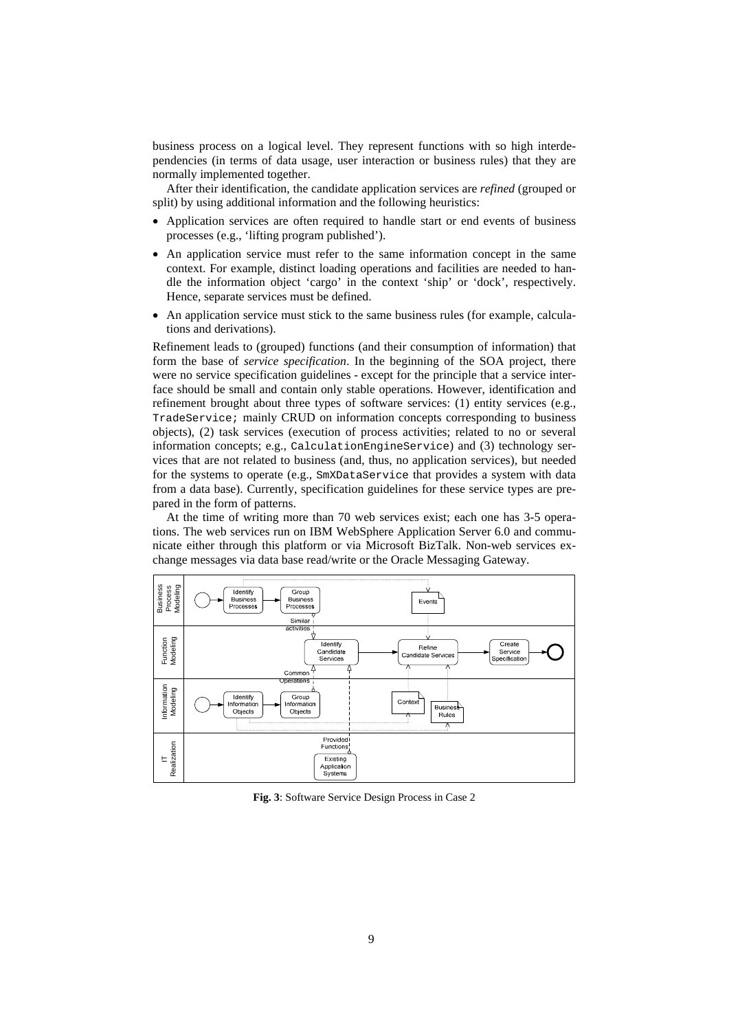business process on a logical level. They represent functions with so high interdependencies (in terms of data usage, user interaction or business rules) that they are normally implemented together.

After their identification, the candidate application services are *refined* (grouped or split) by using additional information and the following heuristics:

- Application services are often required to handle start or end events of business processes (e.g., 'lifting program published').
- An application service must refer to the same information concept in the same context. For example, distinct loading operations and facilities are needed to handle the information object 'cargo' in the context 'ship' or 'dock', respectively. Hence, separate services must be defined.
- An application service must stick to the same business rules (for example, calculations and derivations).

Refinement leads to (grouped) functions (and their consumption of information) that form the base of *service specification*. In the beginning of the SOA project, there were no service specification guidelines - except for the principle that a service interface should be small and contain only stable operations. However, identification and refinement brought about three types of software services: (1) entity services (e.g., `TradeService;` mainly CRUD on information concepts corresponding to business objects), (2) task services (execution of process activities; related to no or several information concepts; e.g., `CalculationEngineService`) and (3) technology services that are not related to business (and, thus, no application services), but needed for the systems to operate (e.g., `SmXDataService` that provides a system with data from a data base). Currently, specification guidelines for these service types are prepared in the form of patterns.

At the time of writing more than 70 web services exist; each one has 3-5 operations. The web services run on IBM WebSphere Application Server 6.0 and communicate either through this platform or via Microsoft BizTalk. Non-web services exchange messages via data base read/write or the Oracle Messaging Gateway.

**Fig. 3**: Software Service Design Process in Case 2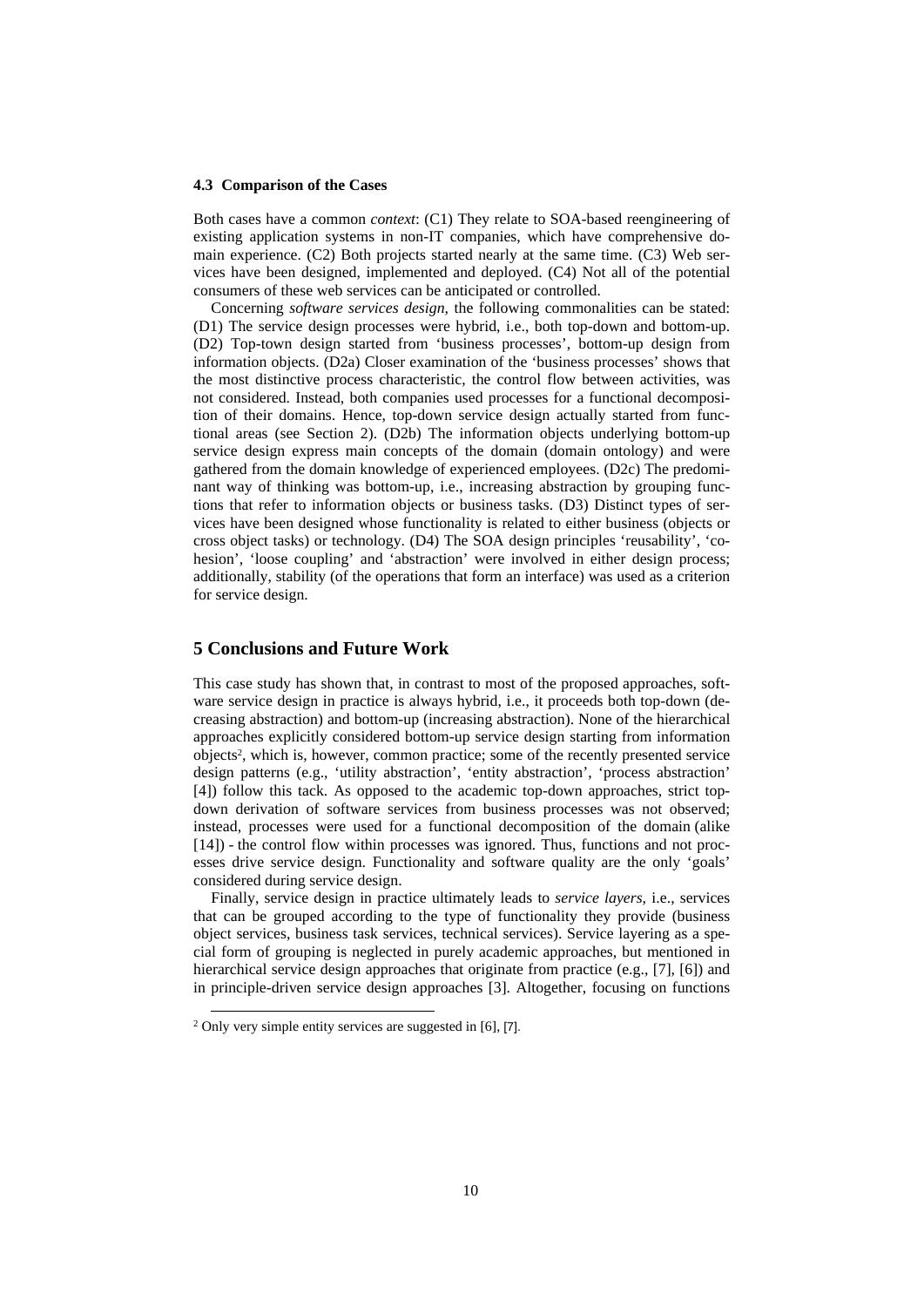### 4.3 Comparison of the Cases

Both cases have a common *context*: (C1) They relate to SOA-based reengineering of existing application systems in non-IT companies, which have comprehensive domain experience. (C2) Both projects started nearly at the same time. (C3) Web services have been designed, implemented and deployed. (C4) Not all of the potential consumers of these web services can be anticipated or controlled.

Concerning *software services design*, the following commonalities can be stated: (D1) The service design processes were hybrid, i.e., both top-down and bottom-up. (D2) Top-town design started from 'business processes', bottom-up design from information objects. (D2a) Closer examination of the 'business processes' shows that the most distinctive process characteristic, the control flow between activities, was not considered. Instead, both companies used processes for a functional decomposition of their domains. Hence, top-down service design actually started from functional areas (see Section 2). (D2b) The information objects underlying bottom-up service design express main concepts of the domain (domain ontology) and were gathered from the domain knowledge of experienced employees. (D2c) The predominant way of thinking was bottom-up, i.e., increasing abstraction by grouping functions that refer to information objects or business tasks. (D3) Distinct types of services have been designed whose functionality is related to either business (objects or cross object tasks) or technology. (D4) The SOA design principles 'reusability', 'cohesion', 'loose coupling' and 'abstraction' were involved in either design process; additionally, stability (of the operations that form an interface) was used as a criterion for service design.

## 5 Conclusions and Future Work

This case study has shown that, in contrast to most of the proposed approaches, software service design in practice is always hybrid, i.e., it proceeds both top-down (decreasing abstraction) and bottom-up (increasing abstraction). None of the hierarchical approaches explicitly considered bottom-up service design starting from information objects[2], which is, however, common practice; some of the recently presented service design patterns (e.g., 'utility abstraction', 'entity abstraction', 'process abstraction' [4]) follow this tack. As opposed to the academic top-down approaches, strict top-down derivation of software services from business processes was not observed; instead, processes were used for a functional decomposition of the domain (alike [14]) - the control flow within processes was ignored. Thus, functions and not processes drive service design. Functionality and software quality are the only 'goals' considered during service design.

Finally, service design in practice ultimately leads to *service layers*, i.e., services that can be grouped according to the type of functionality they provide (business object services, business task services, technical services). Service layering as a special form of grouping is neglected in purely academic approaches, but mentioned in hierarchical service design approaches that originate from practice (e.g., [7], [6]) and in principle-driven service design approaches [3]. Altogether, focusing on functions

[2] Only very simple entity services are suggested in [6], [7].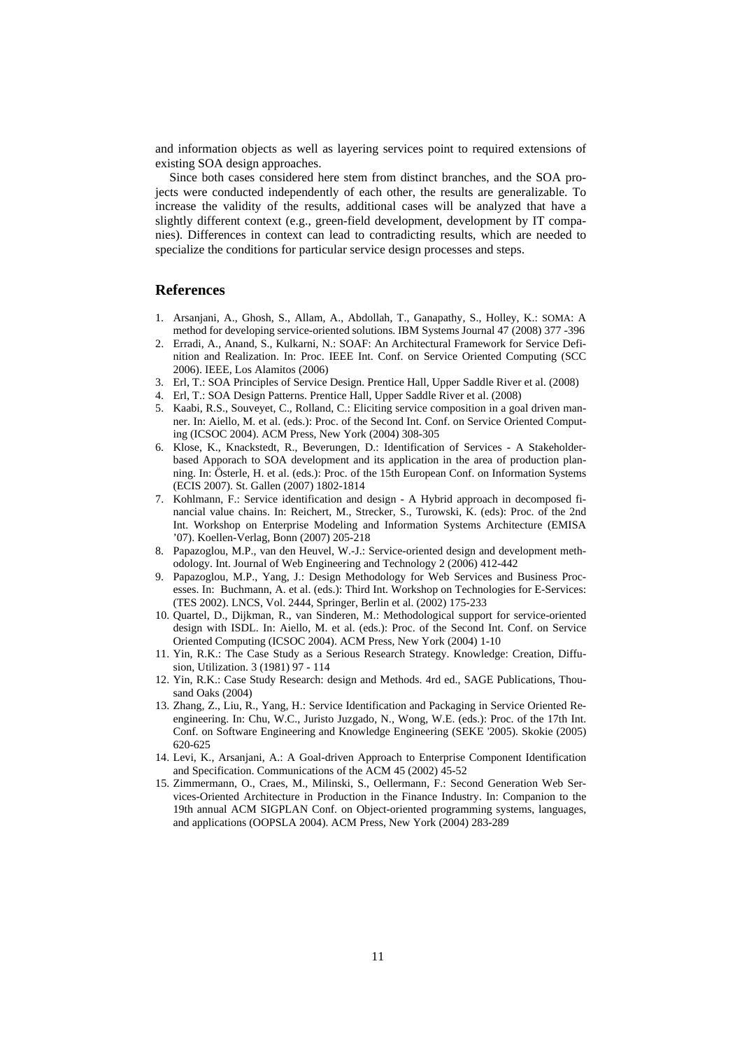and information objects as well as layering services point to required extensions of existing SOA design approaches.

Since both cases considered here stem from distinct branches, and the SOA projects were conducted independently of each other, the results are generalizable. To increase the validity of the results, additional cases will be analyzed that have a slightly different context (e.g., green-field development, development by IT companies). Differences in context can lead to contradicting results, which are needed to specialize the conditions for particular service design processes and steps.

## References

1. Arsanjani, A., Ghosh, S., Allam, A., Abdollah, T., Ganapathy, S., Holley, K.: SOMA: A method for developing service-oriented solutions. IBM Systems Journal 47 (2008) 377 -396
2. Erradi, A., Anand, S., Kulkarni, N.: SOAF: An Architectural Framework for Service Definition and Realization. In: Proc. IEEE Int. Conf. on Service Oriented Computing (SCC 2006). IEEE, Los Alamitos (2006)
3. Erl, T.: SOA Principles of Service Design. Prentice Hall, Upper Saddle River et al. (2008)
4. Erl, T.: SOA Design Patterns. Prentice Hall, Upper Saddle River et al. (2008)
5. Kaabi, R.S., Souveyet, C., Rolland, C.: Eliciting service composition in a goal driven manner. In: Aiello, M. et al. (eds.): Proc. of the Second Int. Conf. on Service Oriented Computing (ICSOC 2004). ACM Press, New York (2004) 308-305
6. Klose, K., Knackstedt, R., Beverungen, D.: Identification of Services - A Stakeholder-based Apporach to SOA development and its application in the area of production planning. In: Österle, H. et al. (eds.): Proc. of the 15th European Conf. on Information Systems (ECIS 2007). St. Gallen (2007) 1802-1814
7. Kohlmann, F.: Service identification and design - A Hybrid approach in decomposed financial value chains. In: Reichert, M., Strecker, S., Turowski, K. (eds): Proc. of the 2nd Int. Workshop on Enterprise Modeling and Information Systems Architecture (EMISA '07). Koellen-Verlag, Bonn (2007) 205-218
8. Papazoglou, M.P., van den Heuvel, W.-J.: Service-oriented design and development methodology. Int. Journal of Web Engineering and Technology 2 (2006) 412-442
9. Papazoglou, M.P., Yang, J.: Design Methodology for Web Services and Business Processes. In: Buchmann, A. et al. (eds.): Third Int. Workshop on Technologies for E-Services: (TES 2002). LNCS, Vol. 2444, Springer, Berlin et al. (2002) 175-233
10. Quartel, D., Dijkman, R., van Sinderen, M.: Methodological support for service-oriented design with ISDL. In: Aiello, M. et al. (eds.): Proc. of the Second Int. Conf. on Service Oriented Computing (ICSOC 2004). ACM Press, New York (2004) 1-10
11. Yin, R.K.: The Case Study as a Serious Research Strategy. Knowledge: Creation, Diffusion, Utilization. 3 (1981) 97 - 114
12. Yin, R.K.: Case Study Research: design and Methods. 4rd ed., SAGE Publications, Thousand Oaks (2004)
13. Zhang, Z., Liu, R., Yang, H.: Service Identification and Packaging in Service Oriented Reengineering. In: Chu, W.C., Juristo Juzgado, N., Wong, W.E. (eds.): Proc. of the 17th Int. Conf. on Software Engineering and Knowledge Engineering (SEKE '2005). Skokie (2005) 620-625
14. Levi, K., Arsanjani, A.: A Goal-driven Approach to Enterprise Component Identification and Specification. Communications of the ACM 45 (2002) 45-52
15. Zimmermann, O., Craes, M., Milinski, S., Oellermann, F.: Second Generation Web Services-Oriented Architecture in Production in the Finance Industry. In: Companion to the 19th annual ACM SIGPLAN Conf. on Object-oriented programming systems, languages, and applications (OOPSLA 2004). ACM Press, New York (2004) 283-289